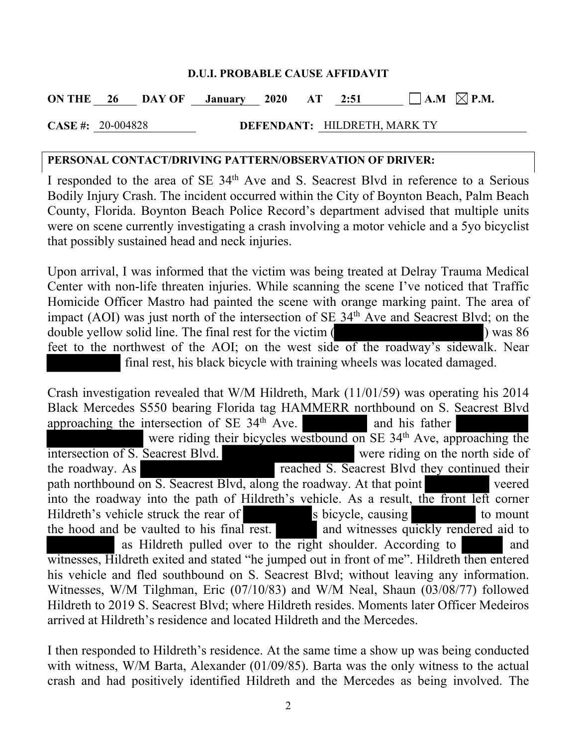**D.U.I. PROBABLE CAUSE AFFIDAVIT**

**ON THE** 26 **DAY OF** January **2020 AT** 2:51 ☐ **A.M** ☒ **P.M.**

**CASE #:** 20-004828 **DEFENDANT:** HILDRETH, MARK TY

**PERSONAL CONTACT/DRIVING PATTERN/OBSERVATION OF DRIVER:**

I responded to the area of SE 34th Ave and S. Seacrest Blvd in reference to a Serious Bodily Injury Crash. The incident occurred within the City of Boynton Beach, Palm Beach County, Florida. Boynton Beach Police Record's department advised that multiple units were on scene currently investigating a crash involving a motor vehicle and a 5yo bicyclist that possibly sustained head and neck injuries.

Upon arrival, I was informed that the victim was being treated at Delray Trauma Medical Center with non-life threaten injuries. While scanning the scene I've noticed that Traffic Homicide Officer Mastro had painted the scene with orange marking paint. The area of impact (AOI) was just north of the intersection of SE 34th Ave and Seacrest Blvd; on the double yellow solid line. The final rest for the victim (████████████) was 86 feet to the northwest of the AOI; on the west side of the roadway's sidewalk. Near ████████ final rest, his black bicycle with training wheels was located damaged.

Crash investigation revealed that W/M Hildreth, Mark (11/01/59) was operating his 2014 Black Mercedes S550 bearing Florida tag HAMMERR northbound on S. Seacrest Blvd approaching the intersection of SE 34th Ave. ████████ and his father ████████ ████████ were riding their bicycles westbound on SE 34th Ave, approaching the intersection of S. Seacrest Blvd. ████████████ were riding on the north side of the roadway. As ████████████ reached S. Seacrest Blvd they continued their path northbound on S. Seacrest Blvd, along the roadway. At that point ████████ veered into the roadway into the path of Hildreth's vehicle. As a result, the front left corner Hildreth's vehicle struck the rear of ████████s bicycle, causing ████████ to mount the hood and be vaulted to his final rest. ██████ and witnesses quickly rendered aid to ████████ as Hildreth pulled over to the right shoulder. According to ██████ and witnesses, Hildreth exited and stated "he jumped out in front of me". Hildreth then entered his vehicle and fled southbound on S. Seacrest Blvd; without leaving any information. Witnesses, W/M Tilghman, Eric (07/10/83) and W/M Neal, Shaun (03/08/77) followed Hildreth to 2019 S. Seacrest Blvd; where Hildreth resides. Moments later Officer Medeiros arrived at Hildreth's residence and located Hildreth and the Mercedes.

I then responded to Hildreth's residence. At the same time a show up was being conducted with witness, W/M Barta, Alexander (01/09/85). Barta was the only witness to the actual crash and had positively identified Hildreth and the Mercedes as being involved. The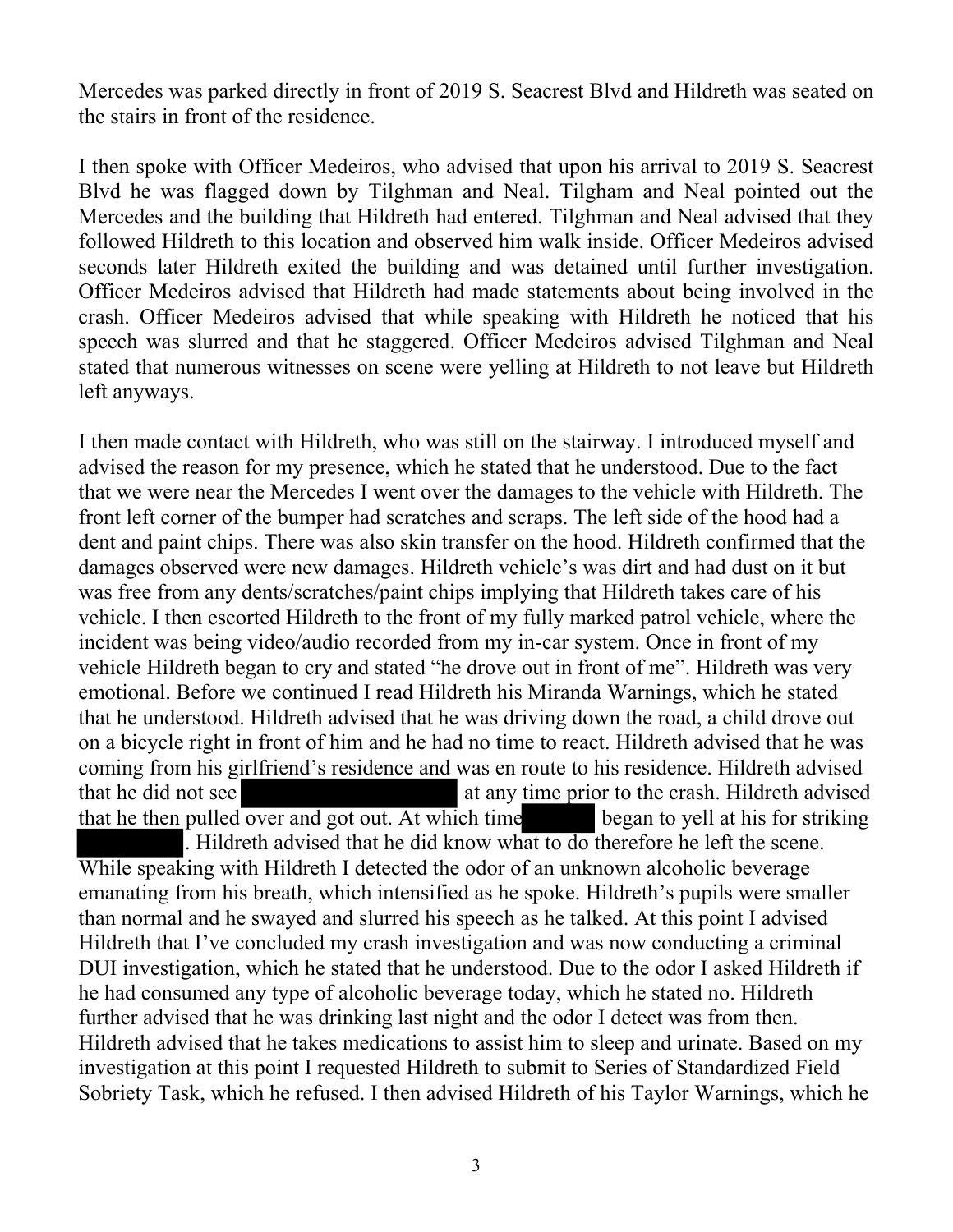Mercedes was parked directly in front of 2019 S. Seacrest Blvd and Hildreth was seated on the stairs in front of the residence.

I then spoke with Officer Medeiros, who advised that upon his arrival to 2019 S. Seacrest Blvd he was flagged down by Tilghman and Neal. Tilgham and Neal pointed out the Mercedes and the building that Hildreth had entered. Tilghman and Neal advised that they followed Hildreth to this location and observed him walk inside. Officer Medeiros advised seconds later Hildreth exited the building and was detained until further investigation. Officer Medeiros advised that Hildreth had made statements about being involved in the crash. Officer Medeiros advised that while speaking with Hildreth he noticed that his speech was slurred and that he staggered. Officer Medeiros advised Tilghman and Neal stated that numerous witnesses on scene were yelling at Hildreth to not leave but Hildreth left anyways.

I then made contact with Hildreth, who was still on the stairway. I introduced myself and advised the reason for my presence, which he stated that he understood. Due to the fact that we were near the Mercedes I went over the damages to the vehicle with Hildreth. The front left corner of the bumper had scratches and scraps. The left side of the hood had a dent and paint chips. There was also skin transfer on the hood. Hildreth confirmed that the damages observed were new damages. Hildreth vehicle's was dirt and had dust on it but was free from any dents/scratches/paint chips implying that Hildreth takes care of his vehicle. I then escorted Hildreth to the front of my fully marked patrol vehicle, where the incident was being video/audio recorded from my in-car system. Once in front of my vehicle Hildreth began to cry and stated "he drove out in front of me". Hildreth was very emotional. Before we continued I read Hildreth his Miranda Warnings, which he stated that he understood. Hildreth advised that he was driving down the road, a child drove out on a bicycle right in front of him and he had no time to react. Hildreth advised that he was coming from his girlfriend's residence and was en route to his residence. Hildreth advised that he did not see [REDACTED] at any time prior to the crash. Hildreth advised that he then pulled over and got out. At which time [REDACTED] began to yell at his for striking [REDACTED]. Hildreth advised that he did know what to do therefore he left the scene. While speaking with Hildreth I detected the odor of an unknown alcoholic beverage emanating from his breath, which intensified as he spoke. Hildreth's pupils were smaller than normal and he swayed and slurred his speech as he talked. At this point I advised Hildreth that I've concluded my crash investigation and was now conducting a criminal DUI investigation, which he stated that he understood. Due to the odor I asked Hildreth if he had consumed any type of alcoholic beverage today, which he stated no. Hildreth further advised that he was drinking last night and the odor I detect was from then. Hildreth advised that he takes medications to assist him to sleep and urinate. Based on my investigation at this point I requested Hildreth to submit to Series of Standardized Field Sobriety Task, which he refused. I then advised Hildreth of his Taylor Warnings, which he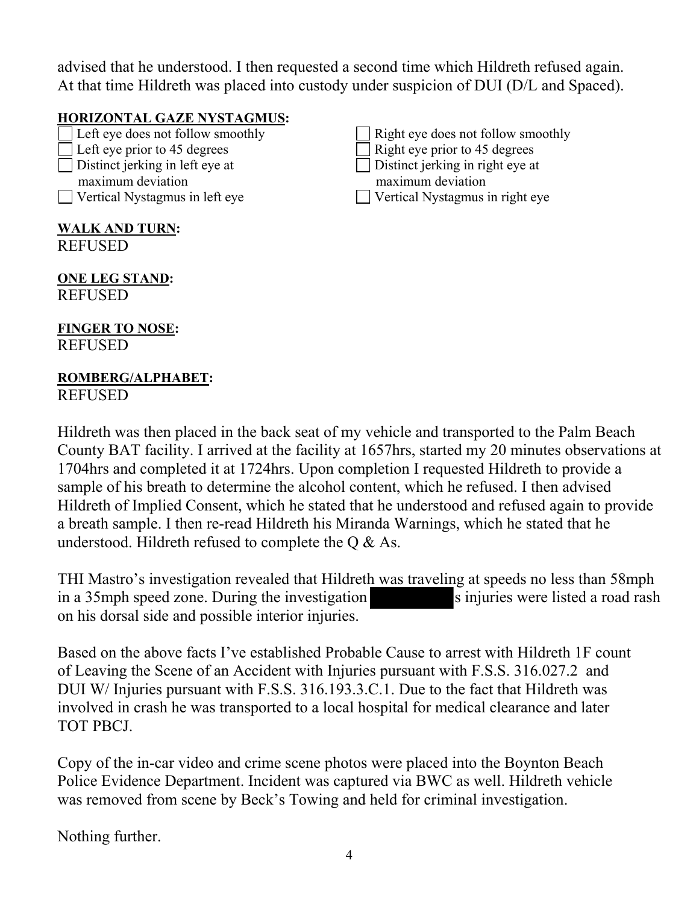advised that he understood. I then requested a second time which Hildreth refused again. At that time Hildreth was placed into custody under suspicion of DUI (D/L and Spaced).

**HORIZONTAL GAZE NYSTAGMUS:**

- [ ] Left eye does not follow smoothly
- [ ] Left eye prior to 45 degrees
- [ ] Distinct jerking in left eye at maximum deviation
- [ ] Vertical Nystagmus in left eye
- [ ] Right eye does not follow smoothly
- [ ] Right eye prior to 45 degrees
- [ ] Distinct jerking in right eye at maximum deviation
- [ ] Vertical Nystagmus in right eye

**WALK AND TURN:**
REFUSED

**ONE LEG STAND:**
REFUSED

**FINGER TO NOSE:**
REFUSED

**ROMBERG/ALPHABET:**
REFUSED

Hildreth was then placed in the back seat of my vehicle and transported to the Palm Beach County BAT facility. I arrived at the facility at 1657hrs, started my 20 minutes observations at 1704hrs and completed it at 1724hrs. Upon completion I requested Hildreth to provide a sample of his breath to determine the alcohol content, which he refused. I then advised Hildreth of Implied Consent, which he stated that he understood and refused again to provide a breath sample. I then re-read Hildreth his Miranda Warnings, which he stated that he understood. Hildreth refused to complete the Q & As.

THI Mastro's investigation revealed that Hildreth was traveling at speeds no less than 58mph in a 35mph speed zone. During the investigation [REDACTED]s injuries were listed a road rash on his dorsal side and possible interior injuries.

Based on the above facts I've established Probable Cause to arrest with Hildreth 1F count of Leaving the Scene of an Accident with Injuries pursuant with F.S.S. 316.027.2 and DUI W/ Injuries pursuant with F.S.S. 316.193.3.C.1. Due to the fact that Hildreth was involved in crash he was transported to a local hospital for medical clearance and later TOT PBCJ.

Copy of the in-car video and crime scene photos were placed into the Boynton Beach Police Evidence Department. Incident was captured via BWC as well. Hildreth vehicle was removed from scene by Beck's Towing and held for criminal investigation.

Nothing further.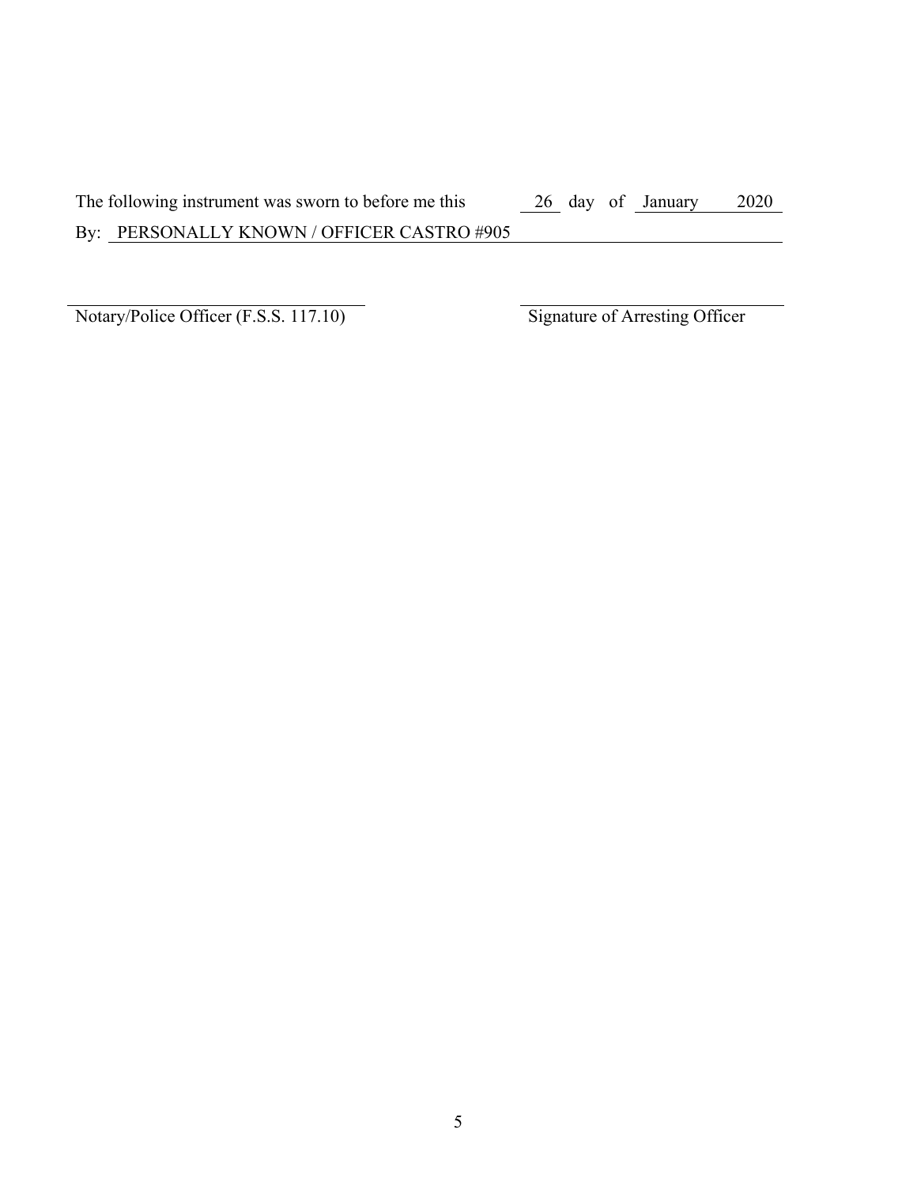The following instrument was sworn to before me this 26 day of January 2020

By: PERSONALLY KNOWN / OFFICER CASTRO #905

Notary/Police Officer (F.S.S. 117.10)

Signature of Arresting Officer